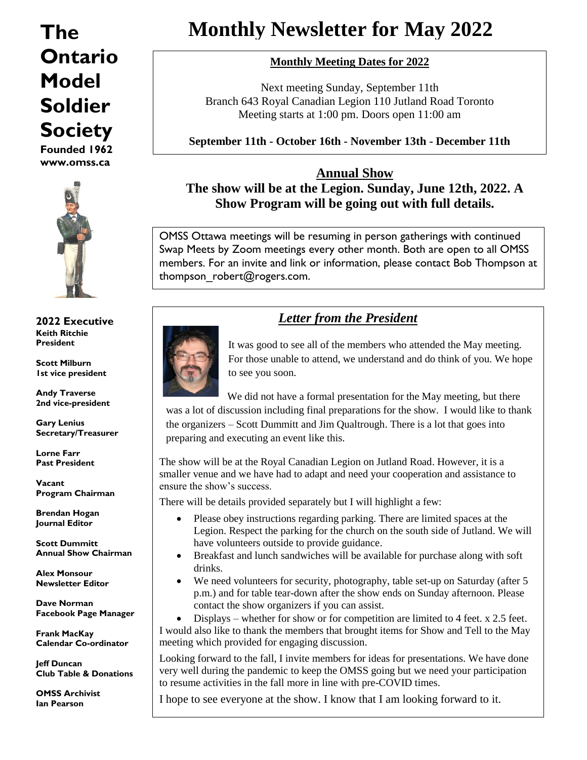# The Ontario Model Soldier Society

**Founded 1962**
**www.omss.ca**

**2022 Executive**

**Keith Ritchie**
**President**

**Scott Milburn**
**1st vice president**

**Andy Traverse**
**2nd vice-president**

**Gary Lenius**
**Secretary/Treasurer**

**Lorne Farr**
**Past President**

**Vacant**
**Program Chairman**

**Brendan Hogan**
**Journal Editor**

**Scott Dummitt**
**Annual Show Chairman**

**Alex Monsour**
**Newsletter Editor**

**Dave Norman**
**Facebook Page Manager**

**Frank MacKay**
**Calendar Co-ordinator**

**Jeff Duncan**
**Club Table & Donations**

**OMSS Archivist**
**Ian Pearson**

# Monthly Newsletter for May 2022

**Monthly Meeting Dates for 2022**

Next meeting Sunday, September 11th
Branch 643 Royal Canadian Legion 110 Jutland Road Toronto
Meeting starts at 1:00 pm. Doors open 11:00 am

**September 11th - October 16th - November 13th - December 11th**

## Annual Show

**The show will be at the Legion. Sunday, June 12th, 2022. A Show Program will be going out with full details.**

OMSS Ottawa meetings will be resuming in person gatherings with continued Swap Meets by Zoom meetings every other month. Both are open to all OMSS members. For an invite and link or information, please contact Bob Thompson at thompson_robert@rogers.com.

## *Letter from the President*

It was good to see all of the members who attended the May meeting. For those unable to attend, we understand and do think of you. We hope to see you soon.

We did not have a formal presentation for the May meeting, but there was a lot of discussion including final preparations for the show. I would like to thank the organizers – Scott Dummitt and Jim Qualtrough. There is a lot that goes into preparing and executing an event like this.

The show will be at the Royal Canadian Legion on Jutland Road. However, it is a smaller venue and we have had to adapt and need your cooperation and assistance to ensure the show's success.

There will be details provided separately but I will highlight a few:

- Please obey instructions regarding parking. There are limited spaces at the Legion. Respect the parking for the church on the south side of Jutland. We will have volunteers outside to provide guidance.
- Breakfast and lunch sandwiches will be available for purchase along with soft drinks.
- We need volunteers for security, photography, table set-up on Saturday (after 5 p.m.) and for table tear-down after the show ends on Sunday afternoon. Please contact the show organizers if you can assist.
- Displays – whether for show or for competition are limited to 4 feet. x 2.5 feet.

I would also like to thank the members that brought items for Show and Tell to the May meeting which provided for engaging discussion.

Looking forward to the fall, I invite members for ideas for presentations. We have done very well during the pandemic to keep the OMSS going but we need your participation to resume activities in the fall more in line with pre-COVID times.

I hope to see everyone at the show. I know that I am looking forward to it.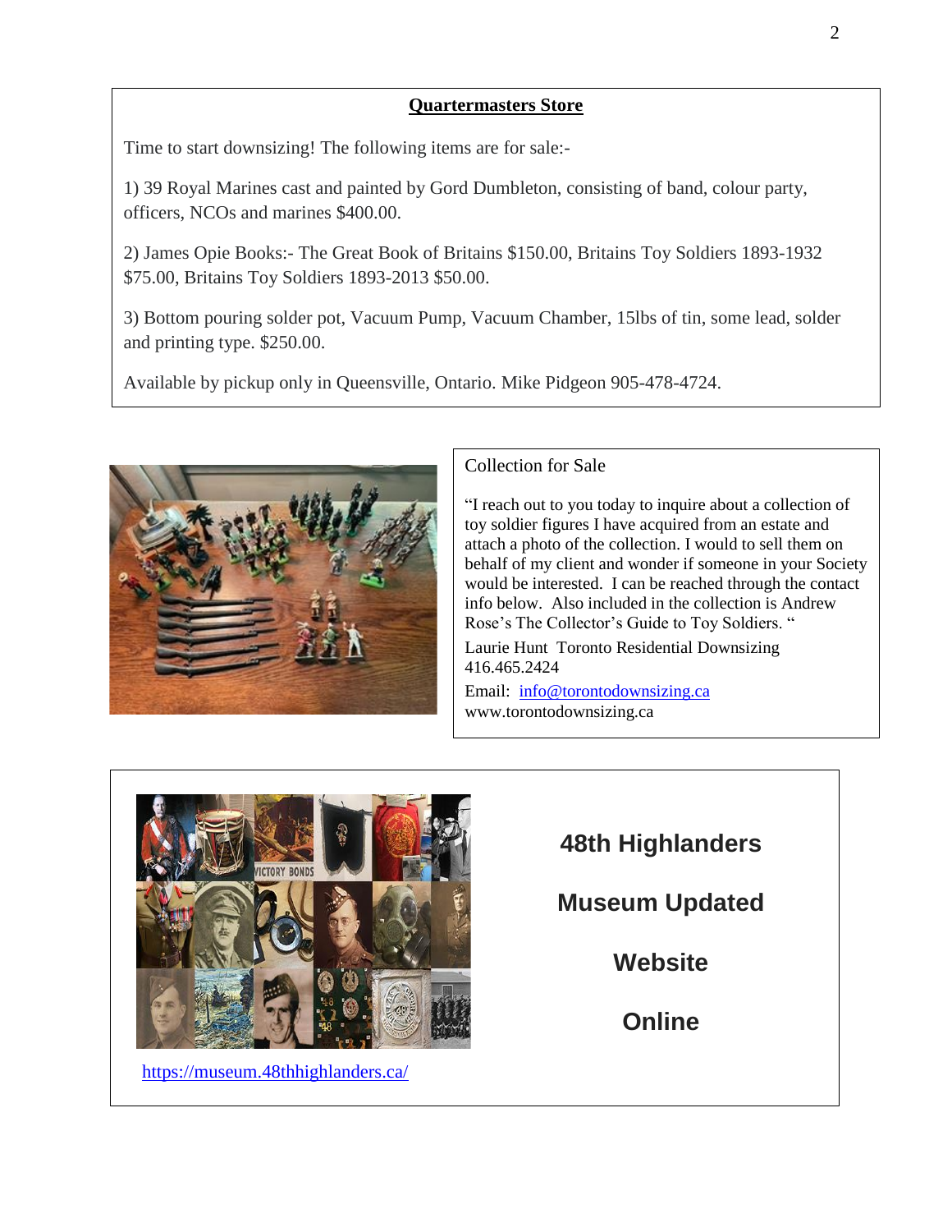## Quartermasters Store

Time to start downsizing! The following items are for sale:-

1) 39 Royal Marines cast and painted by Gord Dumbleton, consisting of band, colour party, officers, NCOs and marines $400.00.

2) James Opie Books:- The Great Book of Britains $150.00, Britains Toy Soldiers 1893-1932 $75.00, Britains Toy Soldiers 1893-2013 $50.00.

3) Bottom pouring solder pot, Vacuum Pump, Vacuum Chamber, 15lbs of tin, some lead, solder and printing type. $250.00.

Available by pickup only in Queensville, Ontario. Mike Pidgeon 905-478-4724.

Collection for Sale

"I reach out to you today to inquire about a collection of toy soldier figures I have acquired from an estate and attach a photo of the collection. I would to sell them on behalf of my client and wonder if someone in your Society would be interested. I can be reached through the contact info below. Also included in the collection is Andrew Rose's The Collector's Guide to Toy Soldiers. "

Laurie Hunt Toronto Residential Downsizing
416.465.2424

Email: info@torontodownsizing.ca
www.torontodownsizing.ca

**48th Highlanders**

**Museum Updated**

**Website**

**Online**

https://museum.48thhighlanders.ca/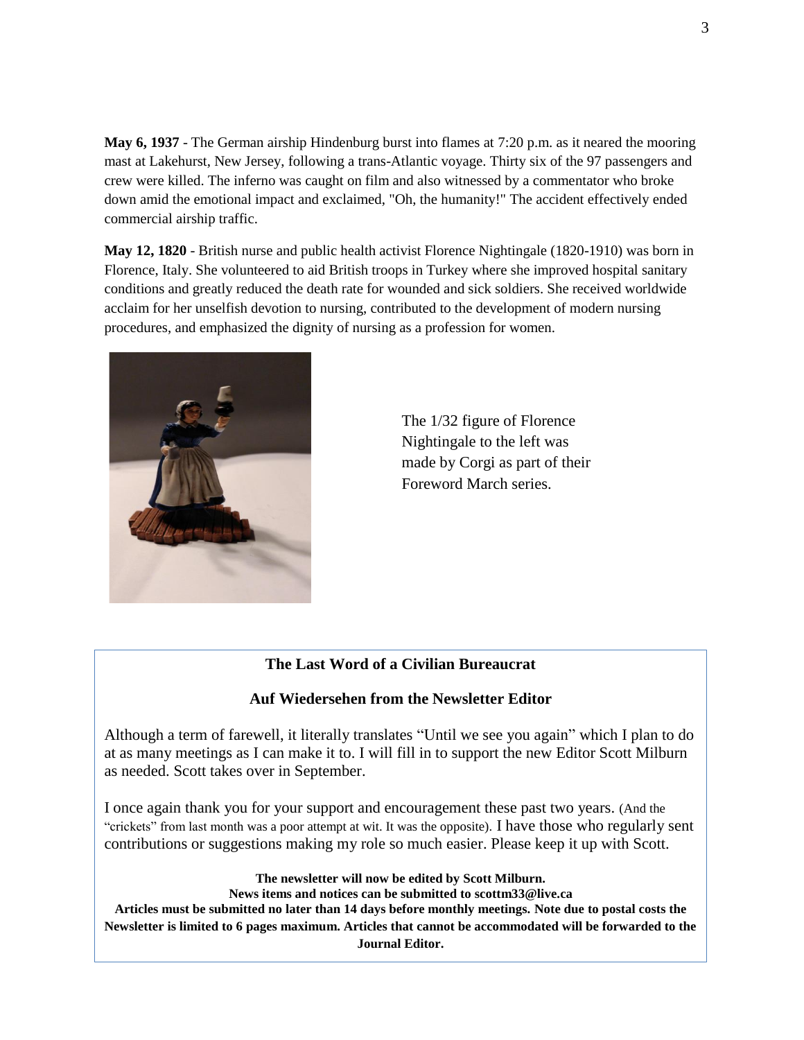**May 6, 1937** - The German airship Hindenburg burst into flames at 7:20 p.m. as it neared the mooring mast at Lakehurst, New Jersey, following a trans-Atlantic voyage. Thirty six of the 97 passengers and crew were killed. The inferno was caught on film and also witnessed by a commentator who broke down amid the emotional impact and exclaimed, "Oh, the humanity!" The accident effectively ended commercial airship traffic.

**May 12, 1820** - British nurse and public health activist Florence Nightingale (1820-1910) was born in Florence, Italy. She volunteered to aid British troops in Turkey where she improved hospital sanitary conditions and greatly reduced the death rate for wounded and sick soldiers. She received worldwide acclaim for her unselfish devotion to nursing, contributed to the development of modern nursing procedures, and emphasized the dignity of nursing as a profession for women.

The 1/32 figure of Florence Nightingale to the left was made by Corgi as part of their Foreword March series.

**The Last Word of a Civilian Bureaucrat**

**Auf Wiedersehen from the Newsletter Editor**

Although a term of farewell, it literally translates "Until we see you again" which I plan to do at as many meetings as I can make it to. I will fill in to support the new Editor Scott Milburn as needed. Scott takes over in September.

I once again thank you for your support and encouragement these past two years. (And the "crickets" from last month was a poor attempt at wit. It was the opposite). I have those who regularly sent contributions or suggestions making my role so much easier. Please keep it up with Scott.

**The newsletter will now be edited by Scott Milburn.**
**News items and notices can be submitted to scottm33@live.ca**
**Articles must be submitted no later than 14 days before monthly meetings. Note due to postal costs the Newsletter is limited to 6 pages maximum. Articles that cannot be accommodated will be forwarded to the Journal Editor.**